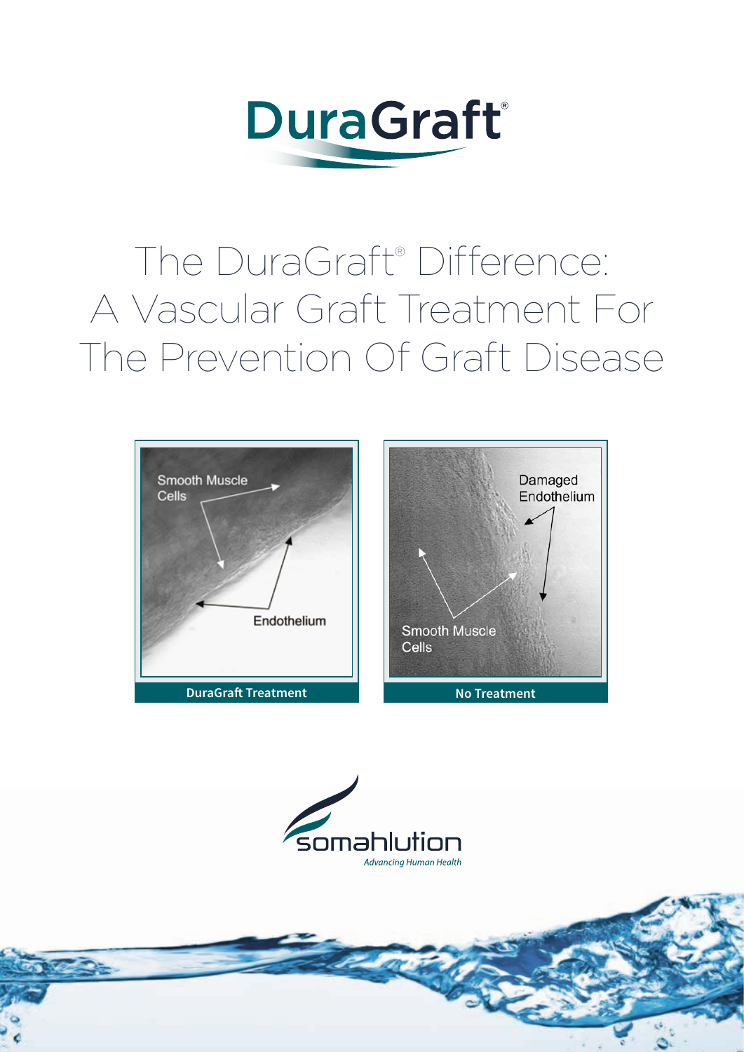# DuraGraft®

# The DuraGraft® Difference: A Vascular Graft Treatment For The Prevention Of Graft Disease

Smooth Muscle Cells

Endothelium

**DuraGraft Treatment**

Damaged Endothelium

Smooth Muscle Cells

**No Treatment**

somahlution

*Advancing Human Health*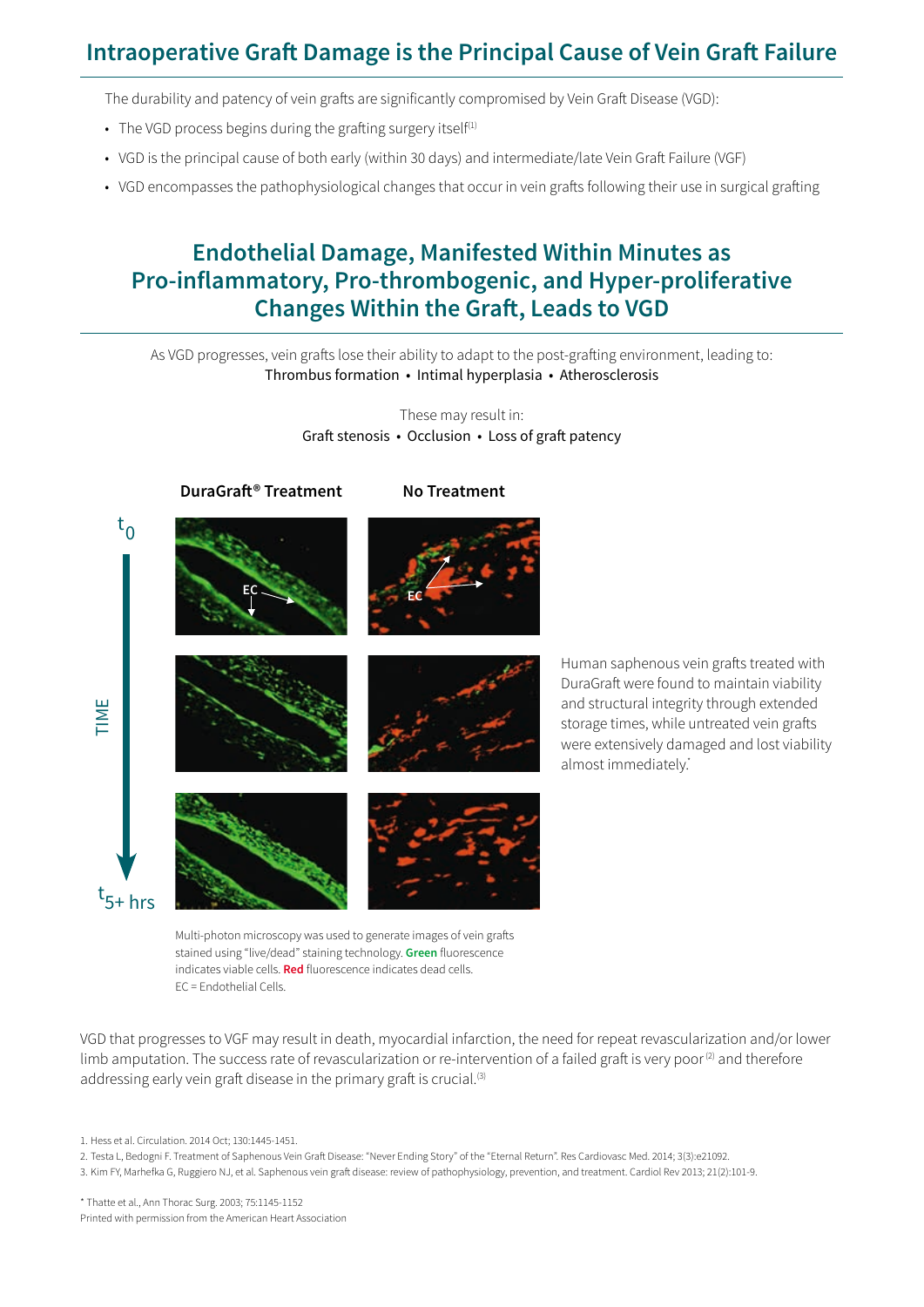## Intraoperative Graft Damage is the Principal Cause of Vein Graft Failure

The durability and patency of vein grafts are significantly compromised by Vein Graft Disease (VGD):

- The VGD process begins during the grafting surgery itself[1]
- VGD is the principal cause of both early (within 30 days) and intermediate/late Vein Graft Failure (VGF)
- VGD encompasses the pathophysiological changes that occur in vein grafts following their use in surgical grafting

## Endothelial Damage, Manifested Within Minutes as Pro-inflammatory, Pro-thrombogenic, and Hyper-proliferative Changes Within the Graft, Leads to VGD

As VGD progresses, vein grafts lose their ability to adapt to the post-grafting environment, leading to:
Thrombus formation • Intimal hyperplasia • Atherosclerosis

These may result in:
Graft stenosis • Occlusion • Loss of graft patency

**DuraGraft® Treatment** | **No Treatment**

$t_0$ — TIME — $t_{5+}$ hrs

Human saphenous vein grafts treated with DuraGraft were found to maintain viability and structural integrity through extended storage times, while untreated vein grafts were extensively damaged and lost viability almost immediately.*

Multi-photon microscopy was used to generate images of vein grafts stained using "live/dead" staining technology. **Green** fluorescence indicates viable cells. **Red** fluorescence indicates dead cells.
EC = Endothelial Cells.

VGD that progresses to VGF may result in death, myocardial infarction, the need for repeat revascularization and/or lower limb amputation. The success rate of revascularization or re-intervention of a failed graft is very poor[2] and therefore addressing early vein graft disease in the primary graft is crucial.[3]

1. Hess et al. Circulation. 2014 Oct; 130:1445-1451.
2. Testa L, Bedogni F. Treatment of Saphenous Vein Graft Disease: "Never Ending Story" of the "Eternal Return". Res Cardiovasc Med. 2014; 3(3):e21092.
3. Kim FY, Marhefka G, Ruggiero NJ, et al. Saphenous vein graft disease: review of pathophysiology, prevention, and treatment. Cardiol Rev 2013; 21(2):101-9.

* Thatte et al., Ann Thorac Surg. 2003; 75:1145-1152
Printed with permission from the American Heart Association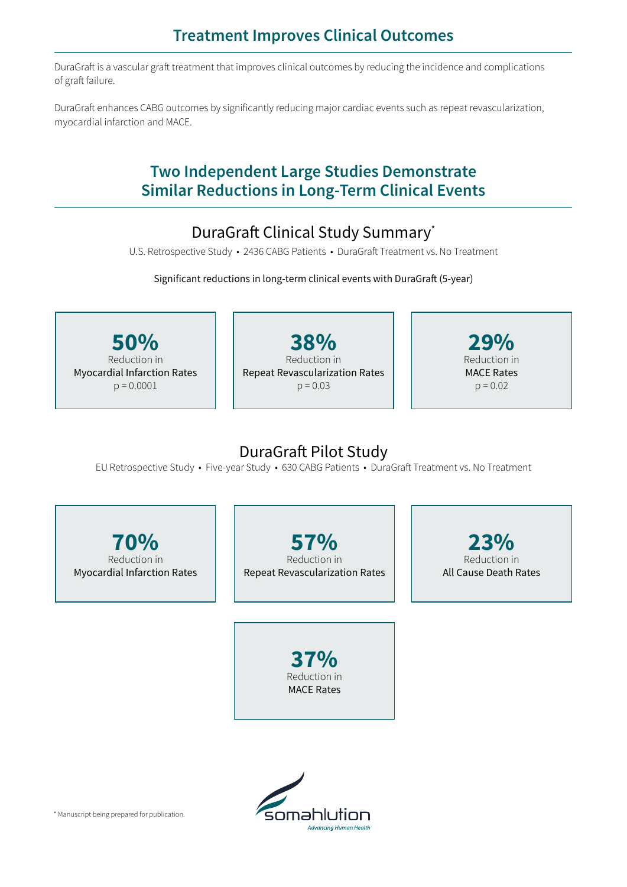## Treatment Improves Clinical Outcomes

DuraGraft is a vascular graft treatment that improves clinical outcomes by reducing the incidence and complications of graft failure.

DuraGraft enhances CABG outcomes by significantly reducing major cardiac events such as repeat revascularization, myocardial infarction and MACE.

## Two Independent Large Studies Demonstrate Similar Reductions in Long-Term Clinical Events

### DuraGraft Clinical Study Summary*

U.S. Retrospective Study • 2436 CABG Patients • DuraGraft Treatment vs. No Treatment

Significant reductions in long-term clinical events with DuraGraft (5-year)

**50%**
Reduction in
Myocardial Infarction Rates
p = 0.0001

**38%**
Reduction in
Repeat Revascularization Rates
p = 0.03

**29%**
Reduction in
MACE Rates
p = 0.02

### DuraGraft Pilot Study

EU Retrospective Study • Five-year Study • 630 CABG Patients • DuraGraft Treatment vs. No Treatment

**70%**
Reduction in
Myocardial Infarction Rates

**57%**
Reduction in
Repeat Revascularization Rates

**23%**
Reduction in
All Cause Death Rates

**37%**
Reduction in
MACE Rates

* Manuscript being prepared for publication.

somahlution
*Advancing Human Health*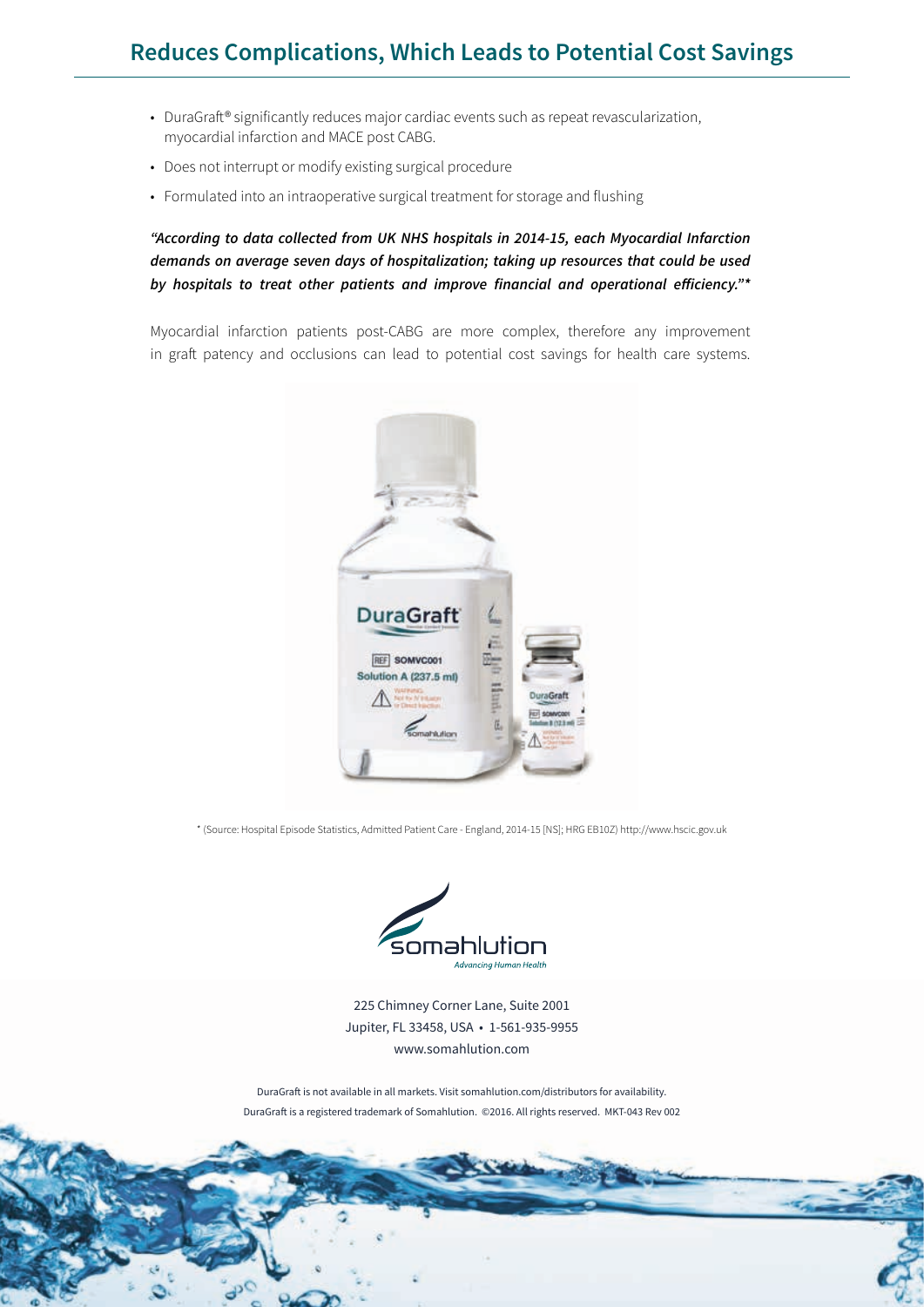## Reduces Complications, Which Leads to Potential Cost Savings

- DuraGraft® significantly reduces major cardiac events such as repeat revascularization, myocardial infarction and MACE post CABG.
- Does not interrupt or modify existing surgical procedure
- Formulated into an intraoperative surgical treatment for storage and flushing

***"According to data collected from UK NHS hospitals in 2014-15, each Myocardial Infarction demands on average seven days of hospitalization; taking up resources that could be used by hospitals to treat other patients and improve financial and operational efficiency."****

Myocardial infarction patients post-CABG are more complex, therefore any improvement in graft patency and occlusions can lead to potential cost savings for health care systems.

* (Source: Hospital Episode Statistics, Admitted Patient Care - England, 2014-15 [NS]; HRG EB10Z) http://www.hscic.gov.uk

somahlution
Advancing Human Health

225 Chimney Corner Lane, Suite 2001
Jupiter, FL 33458, USA • 1-561-935-9955
www.somahlution.com

DuraGraft is not available in all markets. Visit somahlution.com/distributors for availability.
DuraGraft is a registered trademark of Somahlution. ©2016. All rights reserved. MKT-043 Rev 002